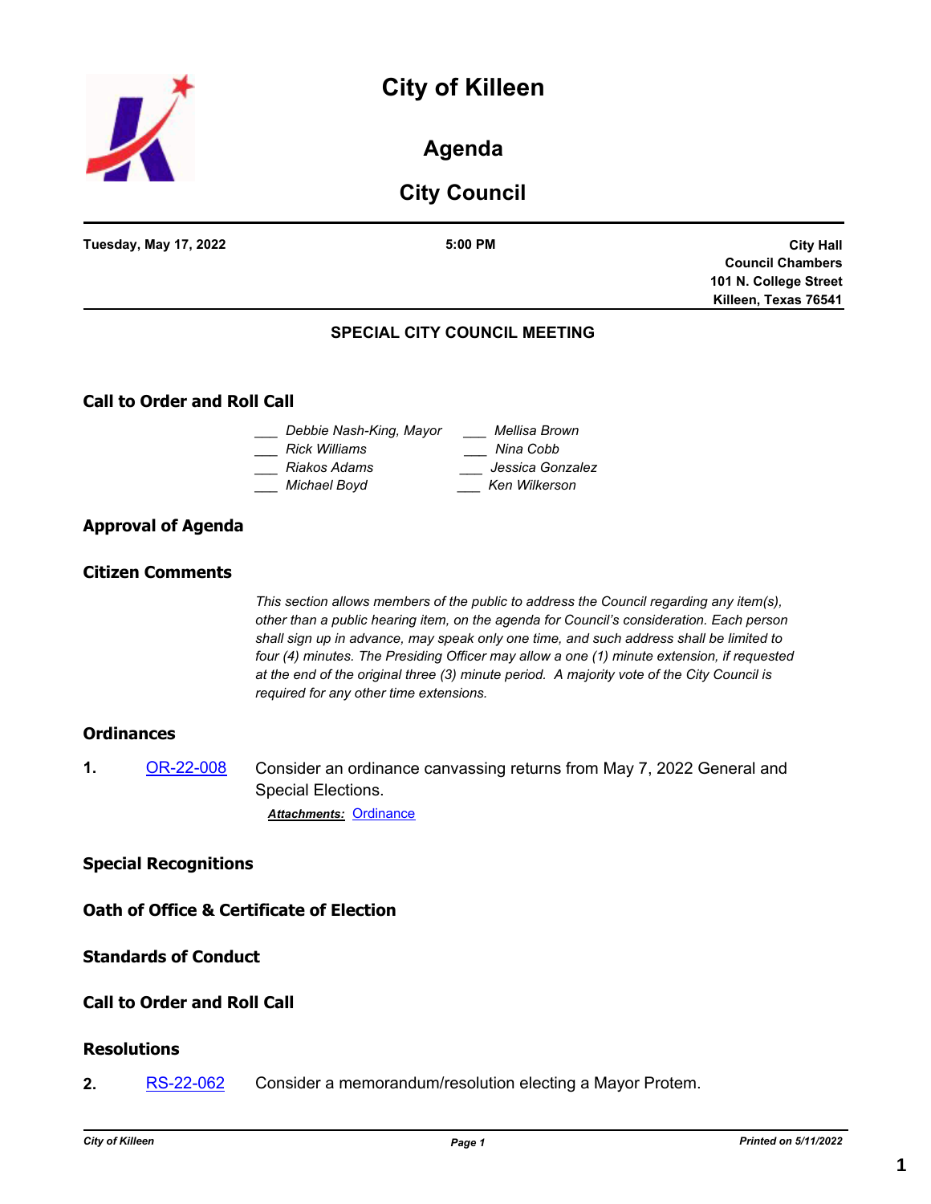# City of Killeen

## Agenda

## City Council

**Tuesday, May 17, 2022** | **5:00 PM** | **City Hall Council Chambers 101 N. College Street Killeen, Texas 76541**

### SPECIAL CITY COUNCIL MEETING

## Call to Order and Roll Call

___ *Debbie Nash-King, Mayor*
___ *Rick Williams*
___ *Riakos Adams*
___ *Michael Boyd*
___ *Mellisa Brown*
___ *Nina Cobb*
___ *Jessica Gonzalez*
___ *Ken Wilkerson*

## Approval of Agenda

## Citizen Comments

*This section allows members of the public to address the Council regarding any item(s), other than a public hearing item, on the agenda for Council's consideration. Each person shall sign up in advance, may speak only one time, and such address shall be limited to four (4) minutes. The Presiding Officer may allow a one (1) minute extension, if requested at the end of the original three (3) minute period. A majority vote of the City Council is required for any other time extensions.*

## Ordinances

**1.** OR-22-008 Consider an ordinance canvassing returns from May 7, 2022 General and Special Elections.

***Attachments:*** Ordinance

## Special Recognitions

## Oath of Office & Certificate of Election

## Standards of Conduct

## Call to Order and Roll Call

## Resolutions

**2.** RS-22-062 Consider a memorandum/resolution electing a Mayor Protem.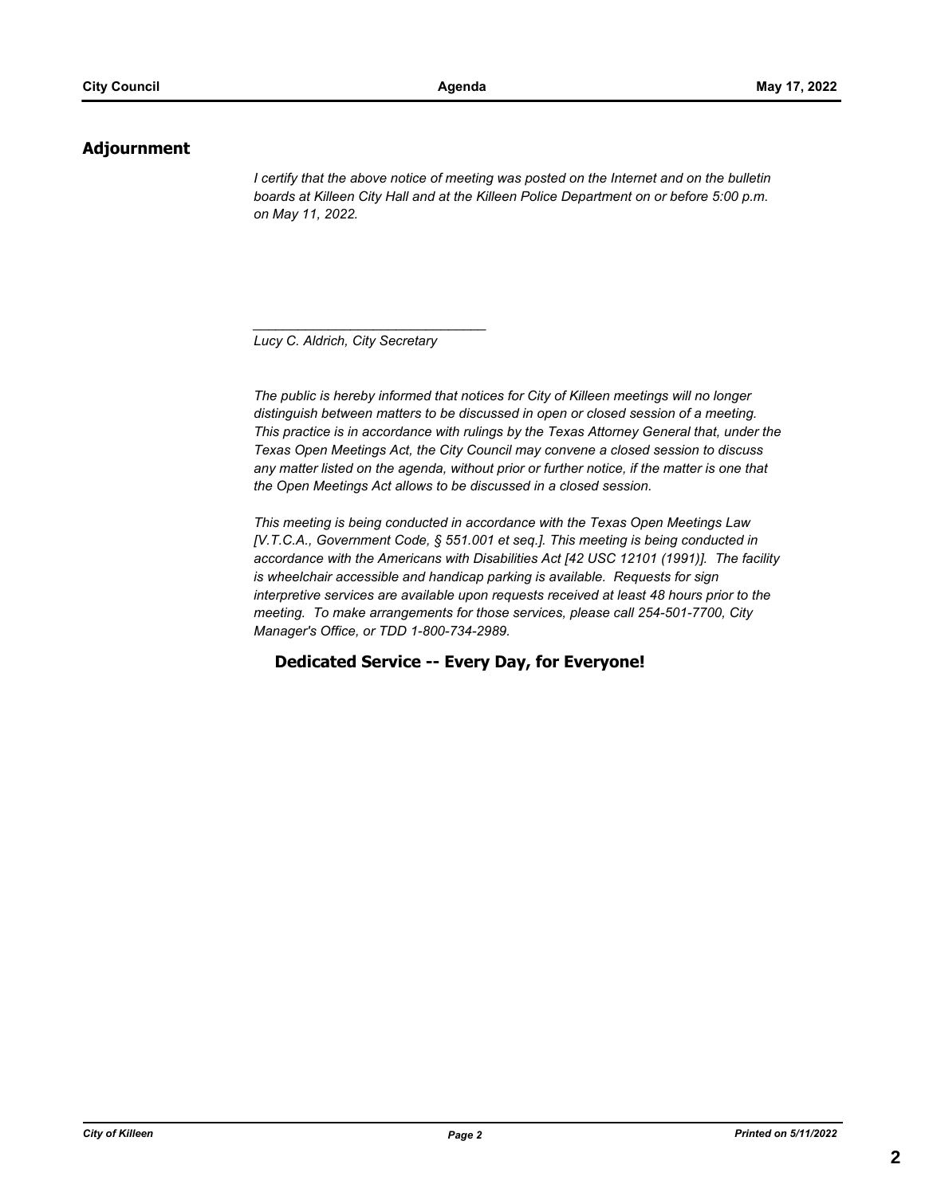## Adjournment

*I certify that the above notice of meeting was posted on the Internet and on the bulletin boards at Killeen City Hall and at the Killeen Police Department on or before 5:00 p.m. on May 11, 2022.*

_______________________________

*Lucy C. Aldrich, City Secretary*

*The public is hereby informed that notices for City of Killeen meetings will no longer distinguish between matters to be discussed in open or closed session of a meeting. This practice is in accordance with rulings by the Texas Attorney General that, under the Texas Open Meetings Act, the City Council may convene a closed session to discuss any matter listed on the agenda, without prior or further notice, if the matter is one that the Open Meetings Act allows to be discussed in a closed session.*

*This meeting is being conducted in accordance with the Texas Open Meetings Law [V.T.C.A., Government Code, § 551.001 et seq.]. This meeting is being conducted in accordance with the Americans with Disabilities Act [42 USC 12101 (1991)]. The facility is wheelchair accessible and handicap parking is available. Requests for sign interpretive services are available upon requests received at least 48 hours prior to the meeting. To make arrangements for those services, please call 254-501-7700, City Manager's Office, or TDD 1-800-734-2989.*

**Dedicated Service -- Every Day, for Everyone!**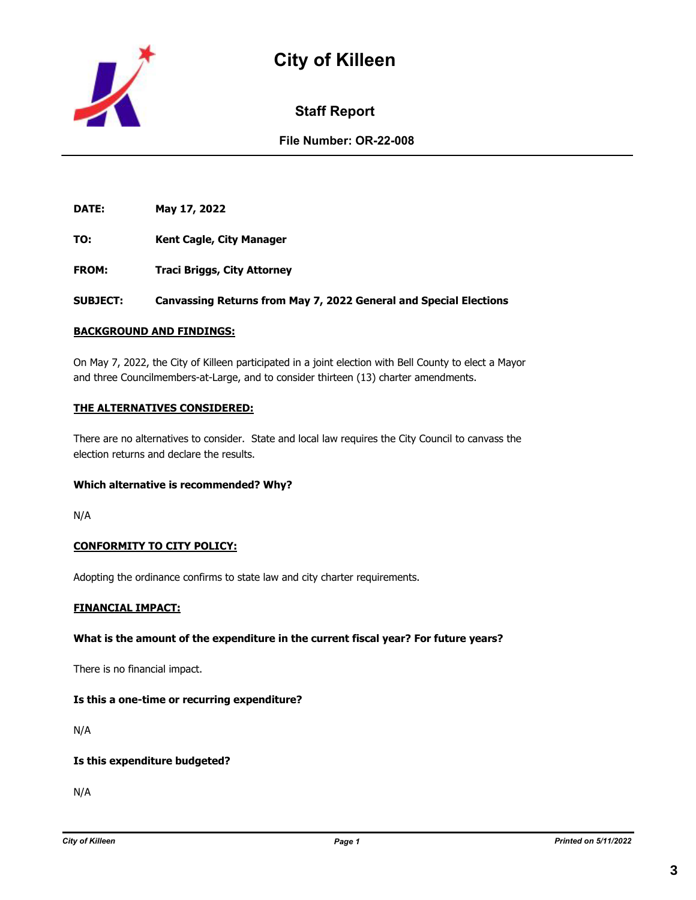# City of Killeen

## Staff Report

**File Number: OR-22-008**

**DATE:** May 17, 2022

**TO:** Kent Cagle, City Manager

**FROM:** Traci Briggs, City Attorney

**SUBJECT:** Canvassing Returns from May 7, 2022 General and Special Elections

**BACKGROUND AND FINDINGS:**

On May 7, 2022, the City of Killeen participated in a joint election with Bell County to elect a Mayor and three Councilmembers-at-Large, and to consider thirteen (13) charter amendments.

**THE ALTERNATIVES CONSIDERED:**

There are no alternatives to consider. State and local law requires the City Council to canvass the election returns and declare the results.

**Which alternative is recommended? Why?**

N/A

**CONFORMITY TO CITY POLICY:**

Adopting the ordinance confirms to state law and city charter requirements.

**FINANCIAL IMPACT:**

**What is the amount of the expenditure in the current fiscal year? For future years?**

There is no financial impact.

**Is this a one-time or recurring expenditure?**

N/A

**Is this expenditure budgeted?**

N/A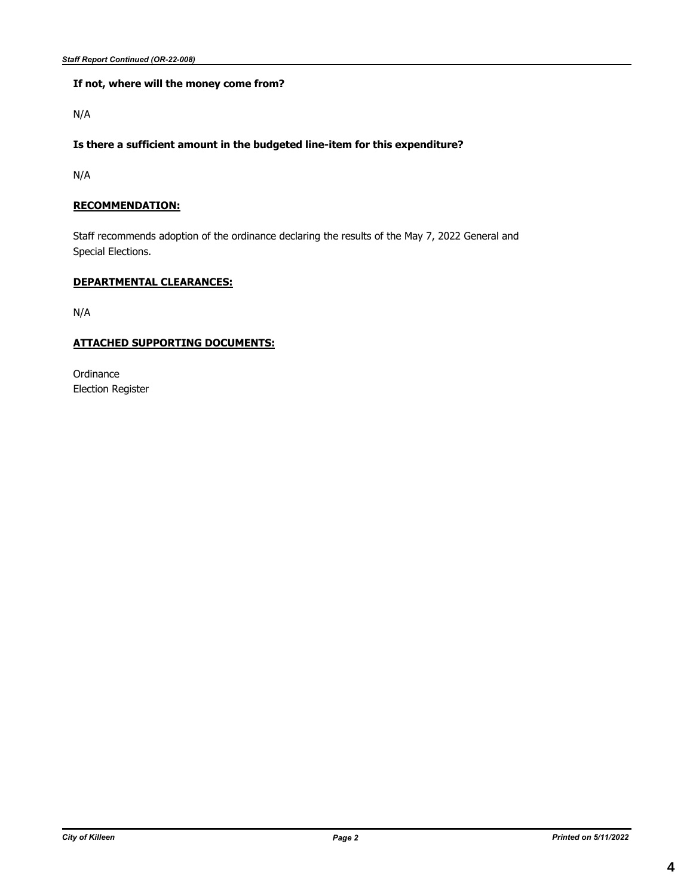**If not, where will the money come from?**

N/A

**Is there a sufficient amount in the budgeted line-item for this expenditure?**

N/A

## RECOMMENDATION:

Staff recommends adoption of the ordinance declaring the results of the May 7, 2022 General and Special Elections.

## DEPARTMENTAL CLEARANCES:

N/A

## ATTACHED SUPPORTING DOCUMENTS:

Ordinance
Election Register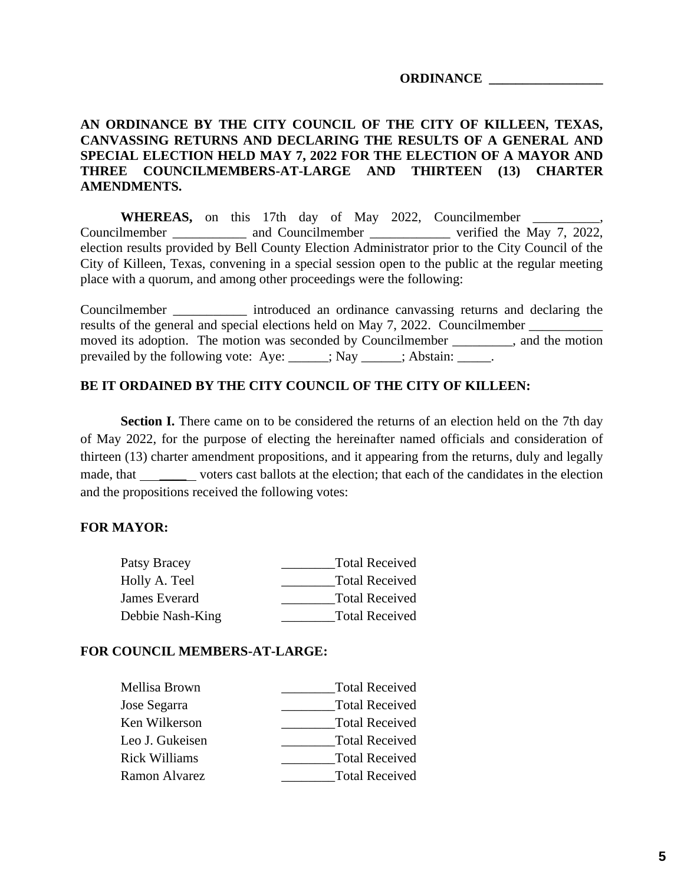**ORDINANCE \_\_\_\_\_\_\_\_\_\_\_\_\_\_\_\_\_**

**AN ORDINANCE BY THE CITY COUNCIL OF THE CITY OF KILLEEN, TEXAS, CANVASSING RETURNS AND DECLARING THE RESULTS OF A GENERAL AND SPECIAL ELECTION HELD MAY 7, 2022 FOR THE ELECTION OF A MAYOR AND THREE COUNCILMEMBERS-AT-LARGE AND THIRTEEN (13) CHARTER AMENDMENTS.**

**WHEREAS,** on this 17th day of May 2022, Councilmember __________, Councilmember ___________ and Councilmember ____________ verified the May 7, 2022, election results provided by Bell County Election Administrator prior to the City Council of the City of Killeen, Texas, convening in a special session open to the public at the regular meeting place with a quorum, and among other proceedings were the following:

Councilmember ___________ introduced an ordinance canvassing returns and declaring the results of the general and special elections held on May 7, 2022. Councilmember ___________ moved its adoption. The motion was seconded by Councilmember _________, and the motion prevailed by the following vote: Aye: ______; Nay ______; Abstain: _____.

**BE IT ORDAINED BY THE CITY COUNCIL OF THE CITY OF KILLEEN:**

**Section I.** There came on to be considered the returns of an election held on the 7th day of May 2022, for the purpose of electing the hereinafter named officials and consideration of thirteen (13) charter amendment propositions, and it appearing from the returns, duly and legally made, that ________ voters cast ballots at the election; that each of the candidates in the election and the propositions received the following votes:

**FOR MAYOR:**

| | |
|---|---|
| Patsy Bracey | ________Total Received |
| Holly A. Teel | ________Total Received |
| James Everard | ________Total Received |
| Debbie Nash-King | ________Total Received |

**FOR COUNCIL MEMBERS-AT-LARGE:**

| | |
|---|---|
| Mellisa Brown | ________Total Received |
| Jose Segarra | ________Total Received |
| Ken Wilkerson | ________Total Received |
| Leo J. Gukeisen | ________Total Received |
| Rick Williams | ________Total Received |
| Ramon Alvarez | ________Total Received |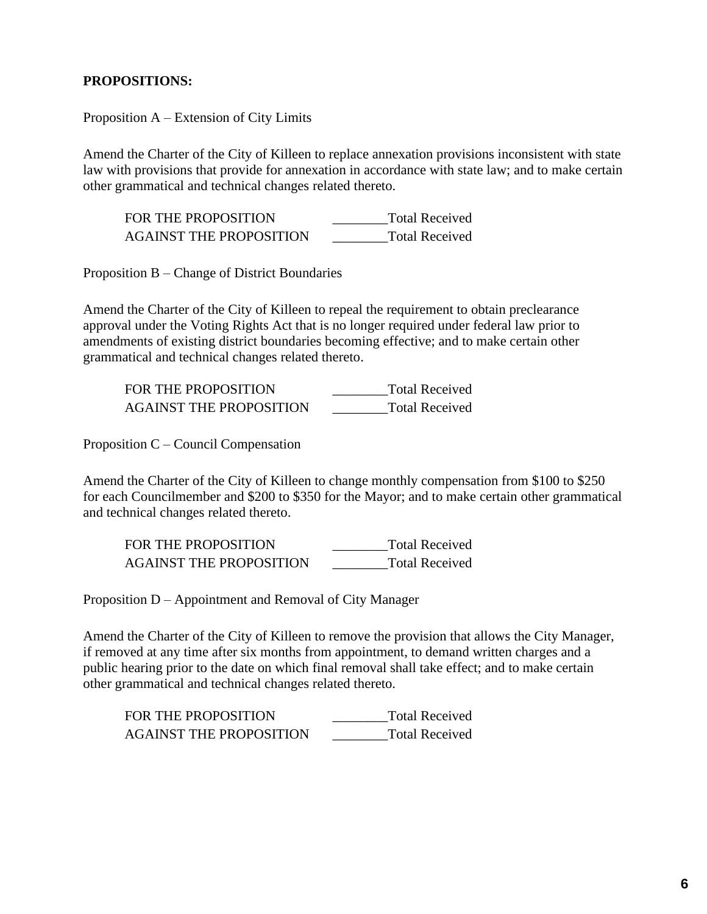**PROPOSITIONS:**

Proposition A – Extension of City Limits

Amend the Charter of the City of Killeen to replace annexation provisions inconsistent with state law with provisions that provide for annexation in accordance with state law; and to make certain other grammatical and technical changes related thereto.

| | |
|---|---|
| FOR THE PROPOSITION | ________Total Received |
| AGAINST THE PROPOSITION | ________Total Received |

Proposition B – Change of District Boundaries

Amend the Charter of the City of Killeen to repeal the requirement to obtain preclearance approval under the Voting Rights Act that is no longer required under federal law prior to amendments of existing district boundaries becoming effective; and to make certain other grammatical and technical changes related thereto.

| | |
|---|---|
| FOR THE PROPOSITION | ________Total Received |
| AGAINST THE PROPOSITION | ________Total Received |

Proposition C – Council Compensation

Amend the Charter of the City of Killeen to change monthly compensation from $100 to $250 for each Councilmember and $200 to $350 for the Mayor; and to make certain other grammatical and technical changes related thereto.

| | |
|---|---|
| FOR THE PROPOSITION | ________Total Received |
| AGAINST THE PROPOSITION | ________Total Received |

Proposition D – Appointment and Removal of City Manager

Amend the Charter of the City of Killeen to remove the provision that allows the City Manager, if removed at any time after six months from appointment, to demand written charges and a public hearing prior to the date on which final removal shall take effect; and to make certain other grammatical and technical changes related thereto.

| | |
|---|---|
| FOR THE PROPOSITION | ________Total Received |
| AGAINST THE PROPOSITION | ________Total Received |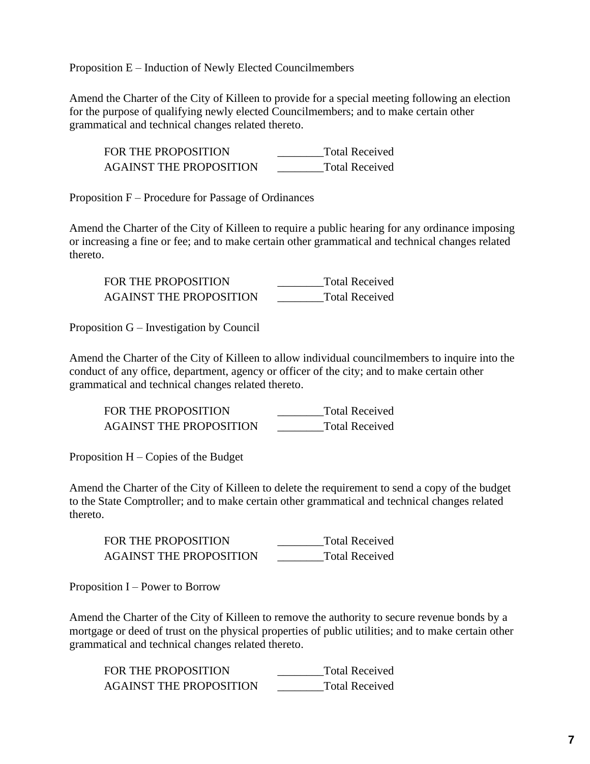Proposition E – Induction of Newly Elected Councilmembers

Amend the Charter of the City of Killeen to provide for a special meeting following an election for the purpose of qualifying newly elected Councilmembers; and to make certain other grammatical and technical changes related thereto.

FOR THE PROPOSITION ________Total Received
AGAINST THE PROPOSITION ________Total Received

Proposition F – Procedure for Passage of Ordinances

Amend the Charter of the City of Killeen to require a public hearing for any ordinance imposing or increasing a fine or fee; and to make certain other grammatical and technical changes related thereto.

FOR THE PROPOSITION ________Total Received
AGAINST THE PROPOSITION ________Total Received

Proposition G – Investigation by Council

Amend the Charter of the City of Killeen to allow individual councilmembers to inquire into the conduct of any office, department, agency or officer of the city; and to make certain other grammatical and technical changes related thereto.

FOR THE PROPOSITION ________Total Received
AGAINST THE PROPOSITION ________Total Received

Proposition H – Copies of the Budget

Amend the Charter of the City of Killeen to delete the requirement to send a copy of the budget to the State Comptroller; and to make certain other grammatical and technical changes related thereto.

FOR THE PROPOSITION ________Total Received
AGAINST THE PROPOSITION ________Total Received

Proposition I – Power to Borrow

Amend the Charter of the City of Killeen to remove the authority to secure revenue bonds by a mortgage or deed of trust on the physical properties of public utilities; and to make certain other grammatical and technical changes related thereto.

FOR THE PROPOSITION ________Total Received
AGAINST THE PROPOSITION ________Total Received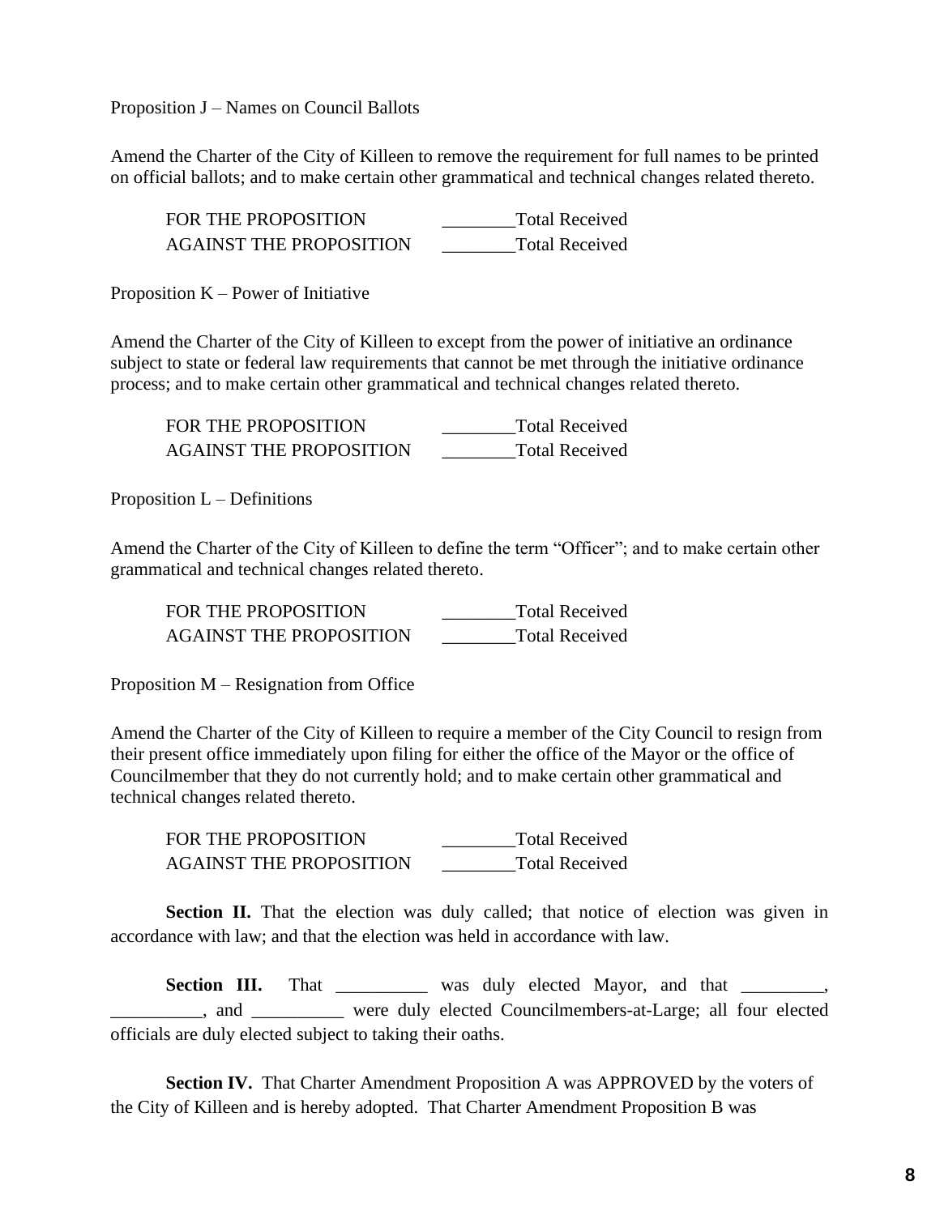Proposition J – Names on Council Ballots

Amend the Charter of the City of Killeen to remove the requirement for full names to be printed on official ballots; and to make certain other grammatical and technical changes related thereto.

FOR THE PROPOSITION ________Total Received
AGAINST THE PROPOSITION ________Total Received

Proposition K – Power of Initiative

Amend the Charter of the City of Killeen to except from the power of initiative an ordinance subject to state or federal law requirements that cannot be met through the initiative ordinance process; and to make certain other grammatical and technical changes related thereto.

FOR THE PROPOSITION ________Total Received
AGAINST THE PROPOSITION ________Total Received

Proposition L – Definitions

Amend the Charter of the City of Killeen to define the term "Officer"; and to make certain other grammatical and technical changes related thereto.

FOR THE PROPOSITION ________Total Received
AGAINST THE PROPOSITION ________Total Received

Proposition M – Resignation from Office

Amend the Charter of the City of Killeen to require a member of the City Council to resign from their present office immediately upon filing for either the office of the Mayor or the office of Councilmember that they do not currently hold; and to make certain other grammatical and technical changes related thereto.

FOR THE PROPOSITION ________Total Received
AGAINST THE PROPOSITION ________Total Received

**Section II.** That the election was duly called; that notice of election was given in accordance with law; and that the election was held in accordance with law.

**Section III.** That __________ was duly elected Mayor, and that _________, __________, and __________ were duly elected Councilmembers-at-Large; all four elected officials are duly elected subject to taking their oaths.

**Section IV.** That Charter Amendment Proposition A was APPROVED by the voters of the City of Killeen and is hereby adopted. That Charter Amendment Proposition B was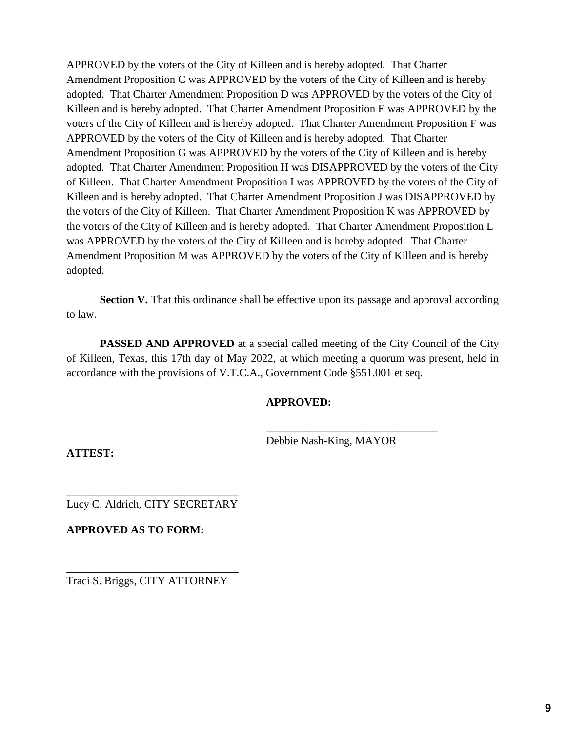APPROVED by the voters of the City of Killeen and is hereby adopted. That Charter Amendment Proposition C was APPROVED by the voters of the City of Killeen and is hereby adopted. That Charter Amendment Proposition D was APPROVED by the voters of the City of Killeen and is hereby adopted. That Charter Amendment Proposition E was APPROVED by the voters of the City of Killeen and is hereby adopted. That Charter Amendment Proposition F was APPROVED by the voters of the City of Killeen and is hereby adopted. That Charter Amendment Proposition G was APPROVED by the voters of the City of Killeen and is hereby adopted. That Charter Amendment Proposition H was DISAPPROVED by the voters of the City of Killeen. That Charter Amendment Proposition I was APPROVED by the voters of the City of Killeen and is hereby adopted. That Charter Amendment Proposition J was DISAPPROVED by the voters of the City of Killeen. That Charter Amendment Proposition K was APPROVED by the voters of the City of Killeen and is hereby adopted. That Charter Amendment Proposition L was APPROVED by the voters of the City of Killeen and is hereby adopted. That Charter Amendment Proposition M was APPROVED by the voters of the City of Killeen and is hereby adopted.

**Section V.** That this ordinance shall be effective upon its passage and approval according to law.

**PASSED AND APPROVED** at a special called meeting of the City Council of the City of Killeen, Texas, this 17th day of May 2022, at which meeting a quorum was present, held in accordance with the provisions of V.T.C.A., Government Code §551.001 et seq.

**APPROVED:**

_______________________________
Debbie Nash-King, MAYOR

**ATTEST:**

_______________________________
Lucy C. Aldrich, CITY SECRETARY

**APPROVED AS TO FORM:**

_______________________________
Traci S. Briggs, CITY ATTORNEY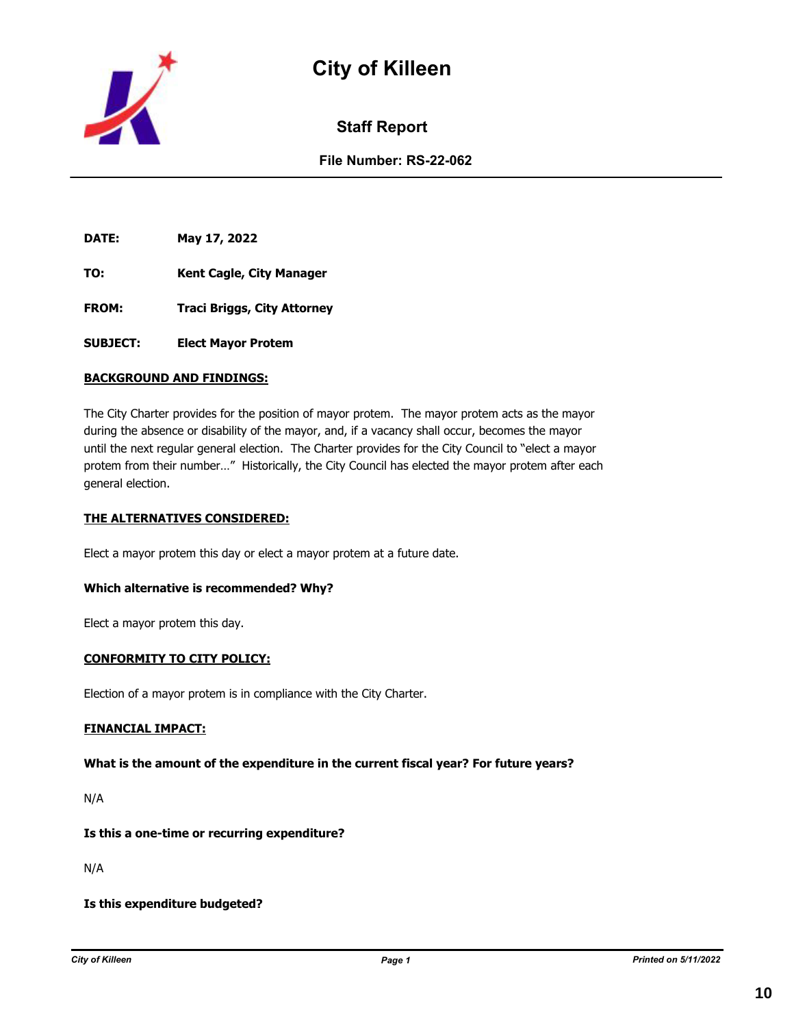# City of Killeen

## Staff Report

**File Number: RS-22-062**

**DATE:** May 17, 2022

**TO:** Kent Cagle, City Manager

**FROM:** Traci Briggs, City Attorney

**SUBJECT:** Elect Mayor Protem

**BACKGROUND AND FINDINGS:**

The City Charter provides for the position of mayor protem. The mayor protem acts as the mayor during the absence or disability of the mayor, and, if a vacancy shall occur, becomes the mayor until the next regular general election. The Charter provides for the City Council to "elect a mayor protem from their number…" Historically, the City Council has elected the mayor protem after each general election.

**THE ALTERNATIVES CONSIDERED:**

Elect a mayor protem this day or elect a mayor protem at a future date.

**Which alternative is recommended? Why?**

Elect a mayor protem this day.

**CONFORMITY TO CITY POLICY:**

Election of a mayor protem is in compliance with the City Charter.

**FINANCIAL IMPACT:**

**What is the amount of the expenditure in the current fiscal year? For future years?**

N/A

**Is this a one-time or recurring expenditure?**

N/A

**Is this expenditure budgeted?**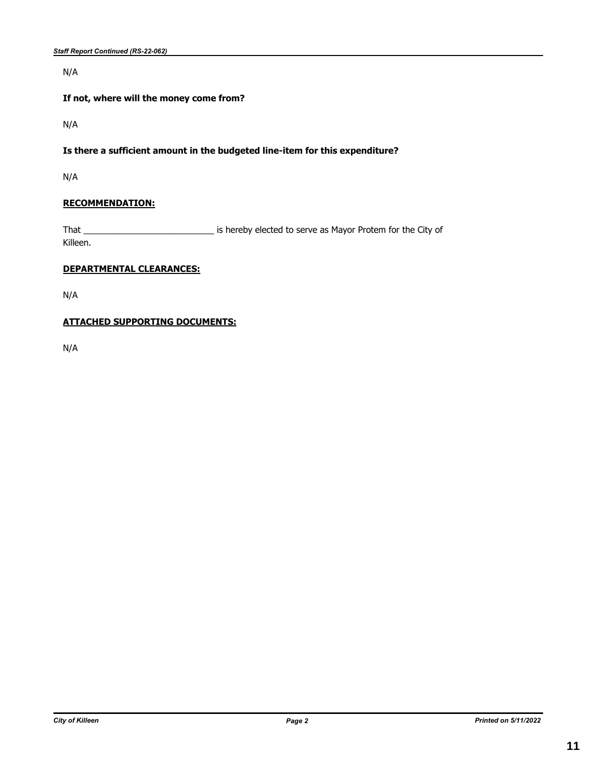N/A

**If not, where will the money come from?**

N/A

**Is there a sufficient amount in the budgeted line-item for this expenditure?**

N/A

**RECOMMENDATION:**

That ___________________________ is hereby elected to serve as Mayor Protem for the City of Killeen.

**DEPARTMENTAL CLEARANCES:**

N/A

**ATTACHED SUPPORTING DOCUMENTS:**

N/A